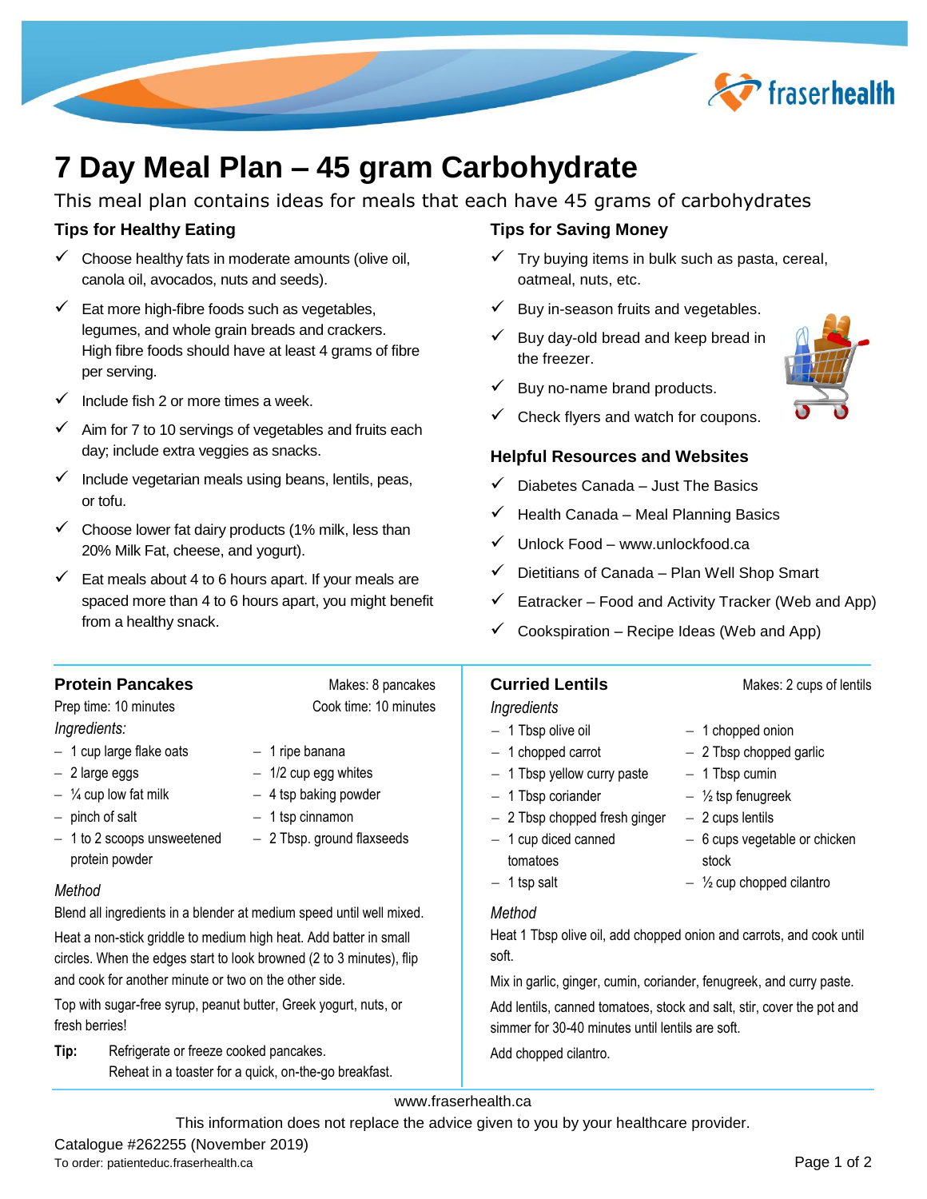# 7 Day Meal Plan – 45 gram Carbohydrate

This meal plan contains ideas for meals that each have 45 grams of carbohydrates

### Tips for Healthy Eating

- ✓ Choose healthy fats in moderate amounts (olive oil, canola oil, avocados, nuts and seeds).
- ✓ Eat more high-fibre foods such as vegetables, legumes, and whole grain breads and crackers. High fibre foods should have at least 4 grams of fibre per serving.
- ✓ Include fish 2 or more times a week.
- ✓ Aim for 7 to 10 servings of vegetables and fruits each day; include extra veggies as snacks.
- ✓ Include vegetarian meals using beans, lentils, peas, or tofu.
- ✓ Choose lower fat dairy products (1% milk, less than 20% Milk Fat, cheese, and yogurt).
- ✓ Eat meals about 4 to 6 hours apart. If your meals are spaced more than 4 to 6 hours apart, you might benefit from a healthy snack.

### Tips for Saving Money

- ✓ Try buying items in bulk such as pasta, cereal, oatmeal, nuts, etc.
- ✓ Buy in-season fruits and vegetables.
- ✓ Buy day-old bread and keep bread in the freezer.
- ✓ Buy no-name brand products.
- ✓ Check flyers and watch for coupons.

### Helpful Resources and Websites

- ✓ Diabetes Canada – Just The Basics
- ✓ Health Canada – Meal Planning Basics
- ✓ Unlock Food – www.unlockfood.ca
- ✓ Dietitians of Canada – Plan Well Shop Smart
- ✓ Eatracker – Food and Activity Tracker (Web and App)
- ✓ Cookspiration – Recipe Ideas (Web and App)

### Protein Pancakes

Makes: 8 pancakes

Prep time: 10 minutes | Cook time: 10 minutes

*Ingredients:*

- 1 cup large flake oats
- 2 large eggs
- ¼ cup low fat milk
- pinch of salt
- 1 to 2 scoops unsweetened protein powder
- 1 ripe banana
- 1/2 cup egg whites
- 4 tsp baking powder
- 1 tsp cinnamon
- 2 Tbsp. ground flaxseeds

*Method*

Blend all ingredients in a blender at medium speed until well mixed.

Heat a non-stick griddle to medium high heat. Add batter in small circles. When the edges start to look browned (2 to 3 minutes), flip and cook for another minute or two on the other side.

Top with sugar-free syrup, peanut butter, Greek yogurt, nuts, or fresh berries!

**Tip:** Refrigerate or freeze cooked pancakes. Reheat in a toaster for a quick, on-the-go breakfast.

### Curried Lentils

Makes: 2 cups of lentils

*Ingredients*

- 1 Tbsp olive oil
- 1 chopped carrot
- 1 Tbsp yellow curry paste
- 1 Tbsp coriander
- 2 Tbsp chopped fresh ginger
- 1 cup diced canned tomatoes
- 1 tsp salt
- 1 chopped onion
- 2 Tbsp chopped garlic
- 1 Tbsp cumin
- ½ tsp fenugreek
- 2 cups lentils
- 6 cups vegetable or chicken stock
- ½ cup chopped cilantro

*Method*

Heat 1 Tbsp olive oil, add chopped onion and carrots, and cook until soft.

Mix in garlic, ginger, cumin, coriander, fenugreek, and curry paste.

Add lentils, canned tomatoes, stock and salt, stir, cover the pot and simmer for 30-40 minutes until lentils are soft.

Add chopped cilantro.

www.fraserhealth.ca

This information does not replace the advice given to you by your healthcare provider.

Catalogue #262255 (November 2019)

To order: patienteduc.fraserhealth.ca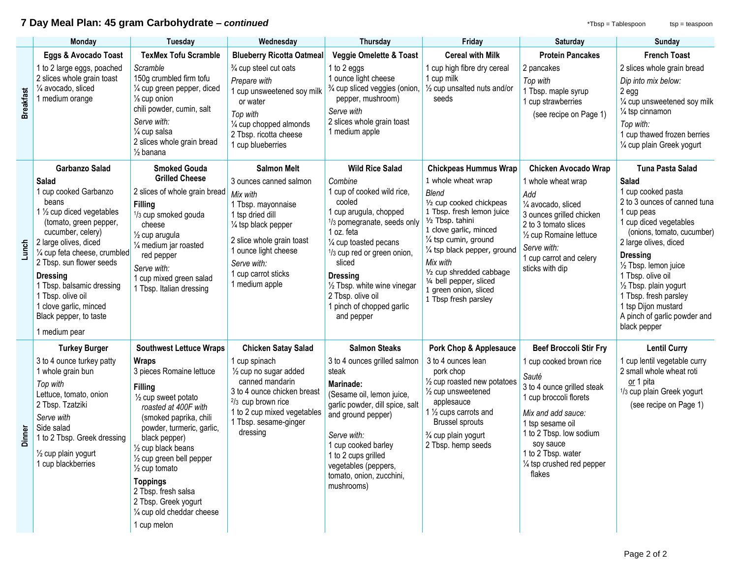# 7 Day Meal Plan: 45 gram Carbohydrate – *continued*

*Tbsp = Tablespoon tsp = teaspoon

| | Monday | Tuesday | Wednesday | Thursday | Friday | Saturday | Sunday |
|---|---|---|---|---|---|---|---|
| **Breakfast** | **Eggs & Avocado Toast**<br>1 to 2 large eggs, poached<br>2 slices whole grain toast<br>¼ avocado, sliced<br>1 medium orange | **TexMex Tofu Scramble**<br>*Scramble*<br>150g crumbled firm tofu<br>¼ cup green pepper, diced<br>⅛ cup onion<br>chili powder, cumin, salt<br>*Serve with:*<br>¼ cup salsa<br>2 slices whole grain bread<br>½ banana | **Blueberry Ricotta Oatmeal**<br>¾ cup steel cut oats<br>*Prepare with*<br>1 cup unsweetened soy milk or water<br>*Top with*<br>¼ cup chopped almonds<br>2 Tbsp. ricotta cheese<br>1 cup blueberries | **Veggie Omelette & Toast**<br>1 to 2 eggs<br>1 ounce light cheese<br>¾ cup sliced veggies (onion, pepper, mushroom)<br>*Serve with*<br>2 slices whole grain toast<br>1 medium apple | **Cereal with Milk**<br>1 cup high fibre dry cereal<br>1 cup milk<br>½ cup unsalted nuts and/or seeds | **Protein Pancakes**<br>2 pancakes<br>*Top with*<br>1 Tbsp. maple syrup<br>1 cup strawberries<br>(see recipe on Page 1) | **French Toast**<br>2 slices whole grain bread<br>*Dip into mix below:*<br>2 egg<br>¼ cup unsweetened soy milk<br>¼ tsp cinnamon<br>*Top with:*<br>1 cup thawed frozen berries<br>¼ cup plain Greek yogurt |
| **Lunch** | **Garbanzo Salad**<br>**Salad**<br>1 cup cooked Garbanzo beans<br>1 ½ cup diced vegetables (tomato, green pepper, cucumber, celery)<br>2 large olives, diced<br>¼ cup feta cheese, crumbled<br>2 Tbsp. sun flower seeds<br>**Dressing**<br>1 Tbsp. balsamic dressing<br>1 Tbsp. olive oil<br>1 clove garlic, minced<br>Black pepper, to taste<br>1 medium pear | **Smoked Gouda Grilled Cheese**<br>2 slices of whole grain bread<br>**Filling**<br>⅓ cup smoked gouda cheese<br>½ cup arugula<br>¼ medium jar roasted red pepper<br>*Serve with:*<br>1 cup mixed green salad<br>1 Tbsp. Italian dressing | **Salmon Melt**<br>3 ounces canned salmon<br>*Mix with*<br>1 Tbsp. mayonnaise<br>1 tsp dried dill<br>¼ tsp black pepper<br>2 slice whole grain toast<br>1 ounce light cheese<br>*Serve with:*<br>1 cup carrot sticks<br>1 medium apple | **Wild Rice Salad**<br>*Combine*<br>1 cup of cooked wild rice, cooled<br>1 cup arugula, chopped<br>⅓ pomegranate, seeds only<br>1 oz. feta<br>¼ cup toasted pecans<br>⅓ cup red or green onion, sliced<br>**Dressing**<br>½ Tbsp. white wine vinegar<br>2 Tbsp. olive oil<br>1 pinch of chopped garlic and pepper | **Chickpeas Hummus Wrap**<br>1 whole wheat wrap<br>*Blend*<br>½ cup cooked chickpeas<br>1 Tbsp. fresh lemon juice<br>½ Tbsp. tahini<br>1 clove garlic, minced<br>¼ tsp cumin, ground<br>¼ tsp black pepper, ground<br>*Mix with*<br>½ cup shredded cabbage<br>¼ bell pepper, sliced<br>1 green onion, sliced<br>1 Tbsp fresh parsley | **Chicken Avocado Wrap**<br>1 whole wheat wrap<br>*Add*<br>¼ avocado, sliced<br>3 ounces grilled chicken<br>2 to 3 tomato slices<br>½ cup Romaine lettuce<br>*Serve with:*<br>1 cup carrot and celery sticks with dip | **Tuna Pasta Salad**<br>**Salad**<br>1 cup cooked pasta<br>2 to 3 ounces of canned tuna<br>1 cup peas<br>1 cup diced vegetables (onions, tomato, cucumber)<br>2 large olives, diced<br>**Dressing**<br>½ Tbsp. lemon juice<br>1 Tbsp. olive oil<br>½ Tbsp. plain yogurt<br>1 Tbsp. fresh parsley<br>1 tsp Dijon mustard<br>A pinch of garlic powder and black pepper |
| **Dinner** | **Turkey Burger**<br>3 to 4 ounce turkey patty<br>1 whole grain bun<br>*Top with*<br>Lettuce, tomato, onion<br>2 Tbsp. Tzatziki<br>*Serve with*<br>Side salad<br>1 to 2 Tbsp. Greek dressing<br>½ cup plain yogurt<br>1 cup blackberries | **Southwest Lettuce Wraps**<br>**Wraps**<br>3 pieces Romaine lettuce<br>**Filling**<br>½ cup sweet potato *roasted at 400F with* (smoked paprika, chili powder, turmeric, garlic, black pepper)<br>½ cup black beans<br>½ cup green bell pepper<br>½ cup tomato<br>**Toppings**<br>2 Tbsp. fresh salsa<br>2 Tbsp. Greek yogurt<br>¼ cup old cheddar cheese<br>1 cup melon | **Chicken Satay Salad**<br>1 cup spinach<br>½ cup no sugar added canned mandarin<br>3 to 4 ounce chicken breast<br>⅔ cup brown rice<br>1 to 2 cup mixed vegetables<br>1 Tbsp. sesame-ginger dressing | **Salmon Steaks**<br>3 to 4 ounces grilled salmon steak<br>**Marinade:**<br>(Sesame oil, lemon juice, garlic powder, dill spice, salt and ground pepper)<br>*Serve with:*<br>1 cup cooked barley<br>1 to 2 cups grilled vegetables (peppers, tomato, onion, zucchini, mushrooms) | **Pork Chop & Applesauce**<br>3 to 4 ounces lean pork chop<br>½ cup roasted new potatoes<br>½ cup unsweetened applesauce<br>1 ½ cups carrots and Brussel sprouts<br>¾ cup plain yogurt<br>2 Tbsp. hemp seeds | **Beef Broccoli Stir Fry**<br>1 cup cooked brown rice<br>*Sauté*<br>3 to 4 ounce grilled steak<br>1 cup broccoli florets<br>*Mix and add sauce:*<br>1 tsp sesame oil<br>1 to 2 Tbsp. low sodium soy sauce<br>1 to 2 Tbsp. water<br>¼ tsp crushed red pepper flakes | **Lentil Curry**<br>1 cup lentil vegetable curry<br>2 small whole wheat roti <u>or</u> 1 pita<br>⅓ cup plain Greek yogurt<br>(see recipe on Page 1) |